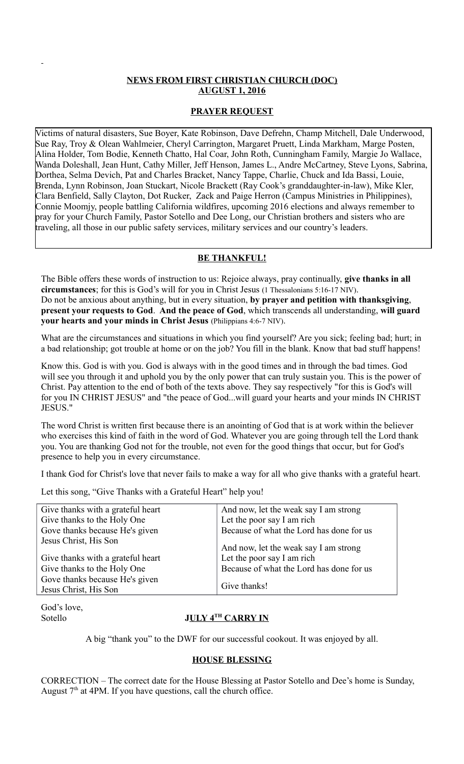**NEWS FROM FIRST CHRISTIAN CHURCH (DOC)**
**AUGUST 1, 2016**

## PRAYER REQUEST

Victims of natural disasters, Sue Boyer, Kate Robinson, Dave Defrehn, Champ Mitchell, Dale Underwood, Sue Ray, Troy & Olean Wahlmeier, Cheryl Carrington, Margaret Pruett, Linda Markham, Marge Posten, Alina Holder, Tom Bodie, Kenneth Chatto, Hal Coar, John Roth, Cunningham Family, Margie Jo Wallace, Wanda Doleshall, Jean Hunt, Cathy Miller, Jeff Henson, James L., Andre McCartney, Steve Lyons, Sabrina, Dorthea, Selma Devich, Pat and Charles Bracket, Nancy Tappe, Charlie, Chuck and Ida Bassi, Louie, Brenda, Lynn Robinson, Joan Stuckart, Nicole Brackett (Ray Cook's granddaughter-in-law), Mike Kler, Clara Benfield, Sally Clayton, Dot Rucker, Zack and Paige Herron (Campus Ministries in Philippines), Connie Moomjy, people battling California wildfires, upcoming 2016 elections and always remember to pray for your Church Family, Pastor Sotello and Dee Long, our Christian brothers and sisters who are traveling, all those in our public safety services, military services and our country's leaders.

## BE THANKFUL!

The Bible offers these words of instruction to us: Rejoice always, pray continually, **give thanks in all circumstances**; for this is God's will for you in Christ Jesus (1 Thessalonians 5:16-17 NIV).
Do not be anxious about anything, but in every situation, **by prayer and petition with thanksgiving**, **present your requests to God**. **And the peace of God**, which transcends all understanding, **will guard your hearts and your minds in Christ Jesus** (Philippians 4:6-7 NIV).

What are the circumstances and situations in which you find yourself? Are you sick; feeling bad; hurt; in a bad relationship; got trouble at home or on the job? You fill in the blank. Know that bad stuff happens!

Know this. God is with you. God is always with in the good times and in through the bad times. God will see you through it and uphold you by the only power that can truly sustain you. This is the power of Christ. Pay attention to the end of both of the texts above. They say respectively "for this is God's will for you IN CHRIST JESUS" and "the peace of God...will guard your hearts and your minds IN CHRIST JESUS."

The word Christ is written first because there is an anointing of God that is at work within the believer who exercises this kind of faith in the word of God. Whatever you are going through tell the Lord thank you. You are thanking God not for the trouble, not even for the good things that occur, but for God's presence to help you in every circumstance.

I thank God for Christ's love that never fails to make a way for all who give thanks with a grateful heart.

Let this song, "Give Thanks with a Grateful Heart" help you!

| | |
|---|---|
| Give thanks with a grateful heart<br>Give thanks to the Holy One<br>Gove thanks because He's given<br>Jesus Christ, His Son | And now, let the weak say I am strong<br>Let the poor say I am rich<br>Because of what the Lord has done for us |
| Give thanks with a grateful heart<br>Give thanks to the Holy One<br>Gove thanks because He's given<br>Jesus Christ, His Son | And now, let the weak say I am strong<br>Let the poor say I am rich<br>Because of what the Lord has done for us<br><br>Give thanks! |

God's love,
Sotello

## JULY 4TH CARRY IN

A big "thank you" to the DWF for our successful cookout. It was enjoyed by all.

## HOUSE BLESSING

CORRECTION – The correct date for the House Blessing at Pastor Sotello and Dee's home is Sunday, August 7th at 4PM. If you have questions, call the church office.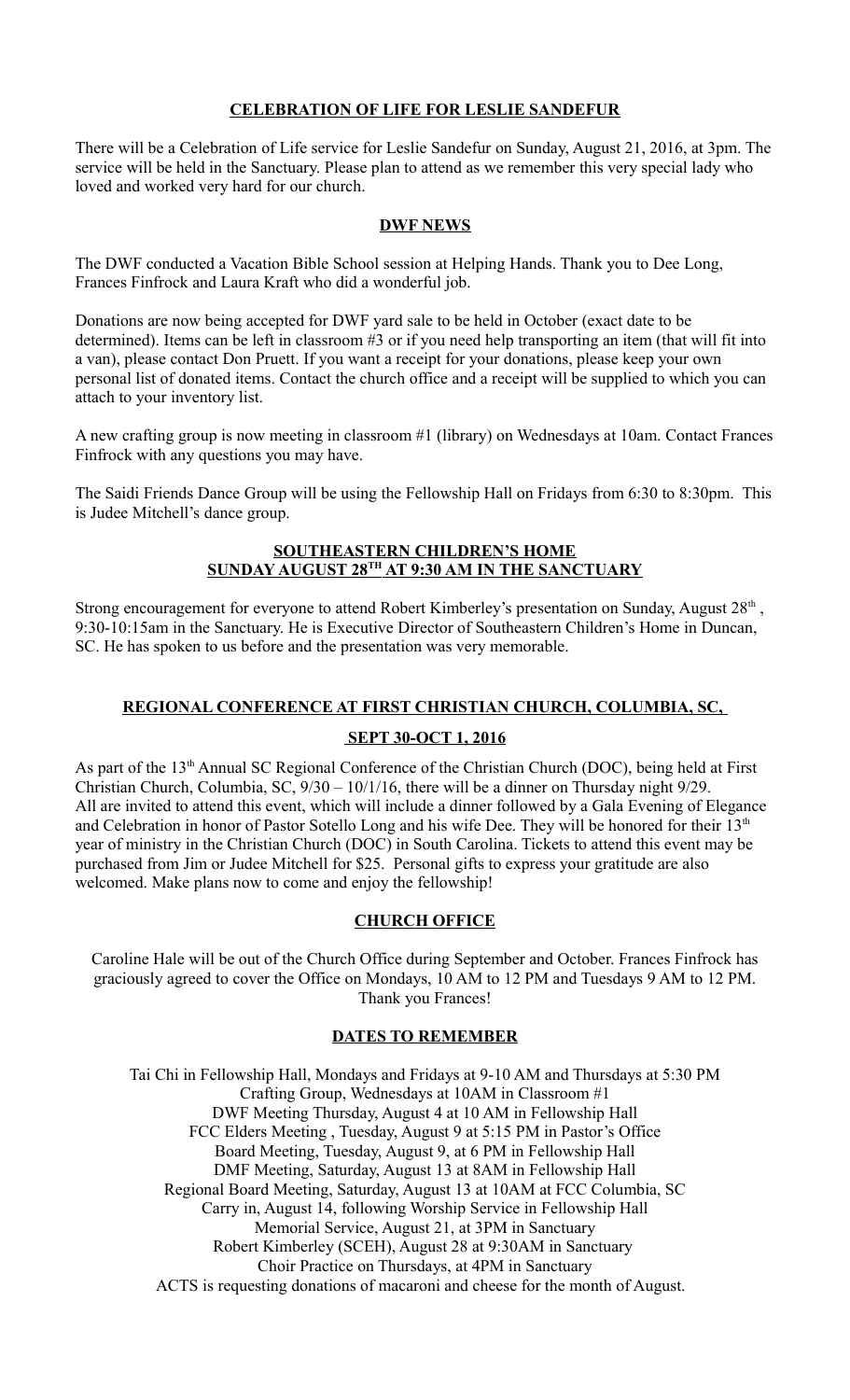## CELEBRATION OF LIFE FOR LESLIE SANDEFUR

There will be a Celebration of Life service for Leslie Sandefur on Sunday, August 21, 2016, at 3pm. The service will be held in the Sanctuary. Please plan to attend as we remember this very special lady who loved and worked very hard for our church.

## DWF NEWS

The DWF conducted a Vacation Bible School session at Helping Hands. Thank you to Dee Long, Frances Finfrock and Laura Kraft who did a wonderful job.

Donations are now being accepted for DWF yard sale to be held in October (exact date to be determined). Items can be left in classroom #3 or if you need help transporting an item (that will fit into a van), please contact Don Pruett. If you want a receipt for your donations, please keep your own personal list of donated items. Contact the church office and a receipt will be supplied to which you can attach to your inventory list.

A new crafting group is now meeting in classroom #1 (library) on Wednesdays at 10am. Contact Frances Finfrock with any questions you may have.

The Saidi Friends Dance Group will be using the Fellowship Hall on Fridays from 6:30 to 8:30pm. This is Judee Mitchell's dance group.

## SOUTHEASTERN CHILDREN'S HOME
## SUNDAY AUGUST 28TH AT 9:30 AM IN THE SANCTUARY

Strong encouragement for everyone to attend Robert Kimberley's presentation on Sunday, August 28th, 9:30-10:15am in the Sanctuary. He is Executive Director of Southeastern Children's Home in Duncan, SC. He has spoken to us before and the presentation was very memorable.

## REGIONAL CONFERENCE AT FIRST CHRISTIAN CHURCH, COLUMBIA, SC,
## SEPT 30-OCT 1, 2016

As part of the 13th Annual SC Regional Conference of the Christian Church (DOC), being held at First Christian Church, Columbia, SC, 9/30 – 10/1/16, there will be a dinner on Thursday night 9/29. All are invited to attend this event, which will include a dinner followed by a Gala Evening of Elegance and Celebration in honor of Pastor Sotello Long and his wife Dee. They will be honored for their 13th year of ministry in the Christian Church (DOC) in South Carolina. Tickets to attend this event may be purchased from Jim or Judee Mitchell for $25. Personal gifts to express your gratitude are also welcomed. Make plans now to come and enjoy the fellowship!

## CHURCH OFFICE

Caroline Hale will be out of the Church Office during September and October. Frances Finfrock has graciously agreed to cover the Office on Mondays, 10 AM to 12 PM and Tuesdays 9 AM to 12 PM. Thank you Frances!

## DATES TO REMEMBER

Tai Chi in Fellowship Hall, Mondays and Fridays at 9-10 AM and Thursdays at 5:30 PM
Crafting Group, Wednesdays at 10AM in Classroom #1
DWF Meeting Thursday, August 4 at 10 AM in Fellowship Hall
FCC Elders Meeting , Tuesday, August 9 at 5:15 PM in Pastor's Office
Board Meeting, Tuesday, August 9, at 6 PM in Fellowship Hall
DMF Meeting, Saturday, August 13 at 8AM in Fellowship Hall
Regional Board Meeting, Saturday, August 13 at 10AM at FCC Columbia, SC
Carry in, August 14, following Worship Service in Fellowship Hall
Memorial Service, August 21, at 3PM in Sanctuary
Robert Kimberley (SCEH), August 28 at 9:30AM in Sanctuary
Choir Practice on Thursdays, at 4PM in Sanctuary
ACTS is requesting donations of macaroni and cheese for the month of August.